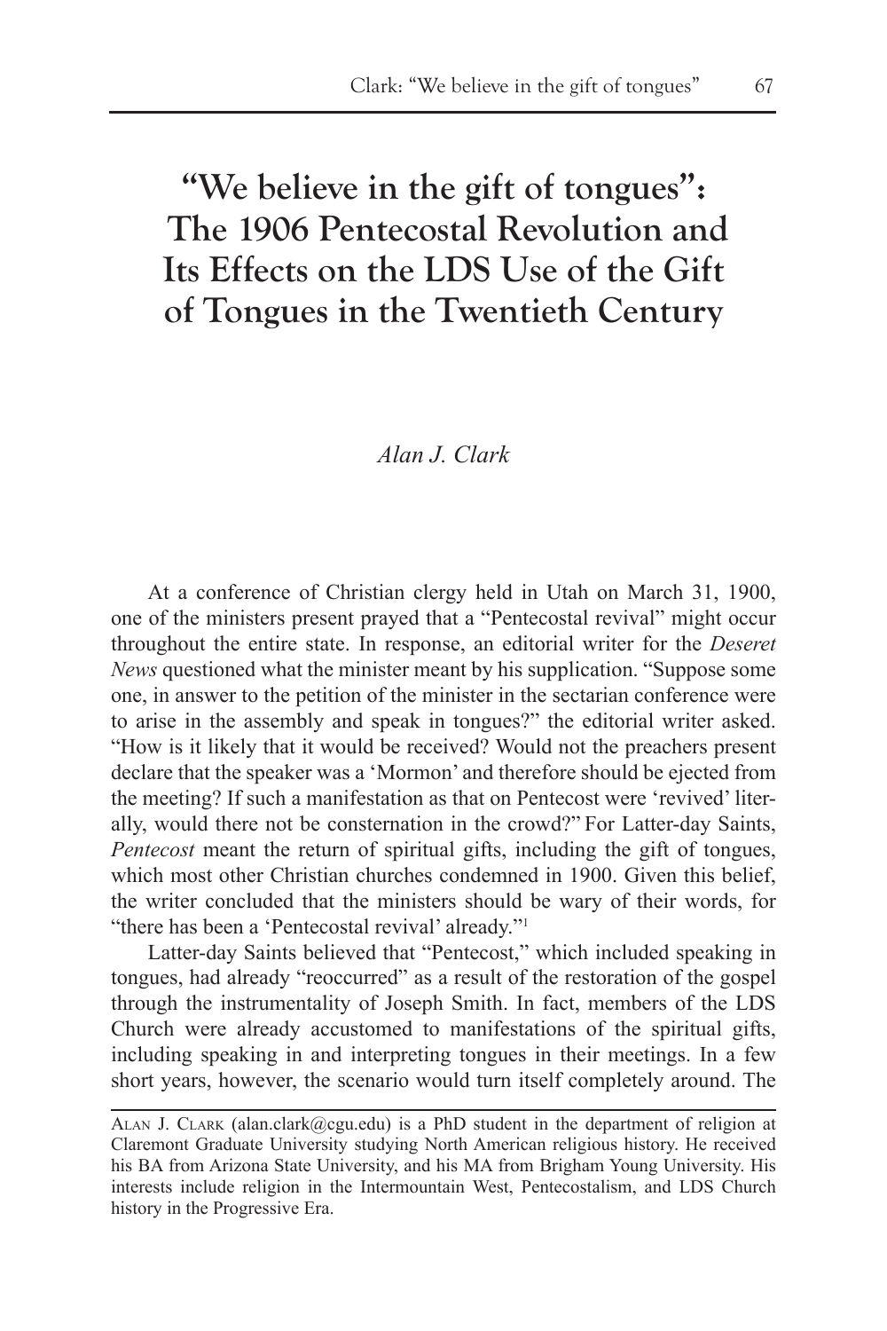# "We believe in the gift of tongues": The 1906 Pentecostal Revolution and Its Effects on the LDS Use of the Gift of Tongues in the Twentieth Century

*Alan J. Clark*

At a conference of Christian clergy held in Utah on March 31, 1900, one of the ministers present prayed that a "Pentecostal revival" might occur throughout the entire state. In response, an editorial writer for the *Deseret News* questioned what the minister meant by his supplication. "Suppose some one, in answer to the petition of the minister in the sectarian conference were to arise in the assembly and speak in tongues?" the editorial writer asked. "How is it likely that it would be received? Would not the preachers present declare that the speaker was a 'Mormon' and therefore should be ejected from the meeting? If such a manifestation as that on Pentecost were 'revived' literally, would there not be consternation in the crowd?" For Latter-day Saints, *Pentecost* meant the return of spiritual gifts, including the gift of tongues, which most other Christian churches condemned in 1900. Given this belief, the writer concluded that the ministers should be wary of their words, for "there has been a 'Pentecostal revival' already."[1]

Latter-day Saints believed that "Pentecost," which included speaking in tongues, had already "reoccurred" as a result of the restoration of the gospel through the instrumentality of Joseph Smith. In fact, members of the LDS Church were already accustomed to manifestations of the spiritual gifts, including speaking in and interpreting tongues in their meetings. In a few short years, however, the scenario would turn itself completely around. The

---

Alan J. Clark (alan.clark@cgu.edu) is a PhD student in the department of religion at Claremont Graduate University studying North American religious history. He received his BA from Arizona State University, and his MA from Brigham Young University. His interests include religion in the Intermountain West, Pentecostalism, and LDS Church history in the Progressive Era.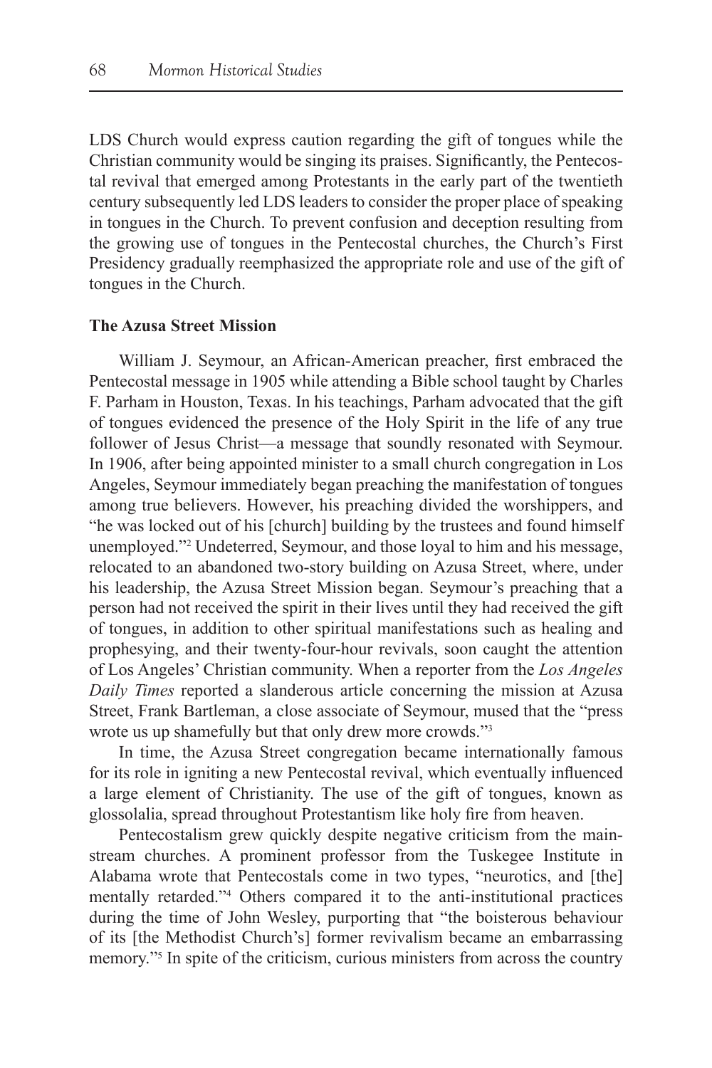LDS Church would express caution regarding the gift of tongues while the Christian community would be singing its praises. Significantly, the Pentecostal revival that emerged among Protestants in the early part of the twentieth century subsequently led LDS leaders to consider the proper place of speaking in tongues in the Church. To prevent confusion and deception resulting from the growing use of tongues in the Pentecostal churches, the Church's First Presidency gradually reemphasized the appropriate role and use of the gift of tongues in the Church.

**The Azusa Street Mission**

William J. Seymour, an African-American preacher, first embraced the Pentecostal message in 1905 while attending a Bible school taught by Charles F. Parham in Houston, Texas. In his teachings, Parham advocated that the gift of tongues evidenced the presence of the Holy Spirit in the life of any true follower of Jesus Christ—a message that soundly resonated with Seymour. In 1906, after being appointed minister to a small church congregation in Los Angeles, Seymour immediately began preaching the manifestation of tongues among true believers. However, his preaching divided the worshippers, and "he was locked out of his [church] building by the trustees and found himself unemployed."[2] Undeterred, Seymour, and those loyal to him and his message, relocated to an abandoned two-story building on Azusa Street, where, under his leadership, the Azusa Street Mission began. Seymour's preaching that a person had not received the spirit in their lives until they had received the gift of tongues, in addition to other spiritual manifestations such as healing and prophesying, and their twenty-four-hour revivals, soon caught the attention of Los Angeles' Christian community. When a reporter from the *Los Angeles Daily Times* reported a slanderous article concerning the mission at Azusa Street, Frank Bartleman, a close associate of Seymour, mused that the "press wrote us up shamefully but that only drew more crowds."[3]

In time, the Azusa Street congregation became internationally famous for its role in igniting a new Pentecostal revival, which eventually influenced a large element of Christianity. The use of the gift of tongues, known as glossolalia, spread throughout Protestantism like holy fire from heaven.

Pentecostalism grew quickly despite negative criticism from the mainstream churches. A prominent professor from the Tuskegee Institute in Alabama wrote that Pentecostals come in two types, "neurotics, and [the] mentally retarded."[4] Others compared it to the anti-institutional practices during the time of John Wesley, purporting that "the boisterous behaviour of its [the Methodist Church's] former revivalism became an embarrassing memory."[5] In spite of the criticism, curious ministers from across the country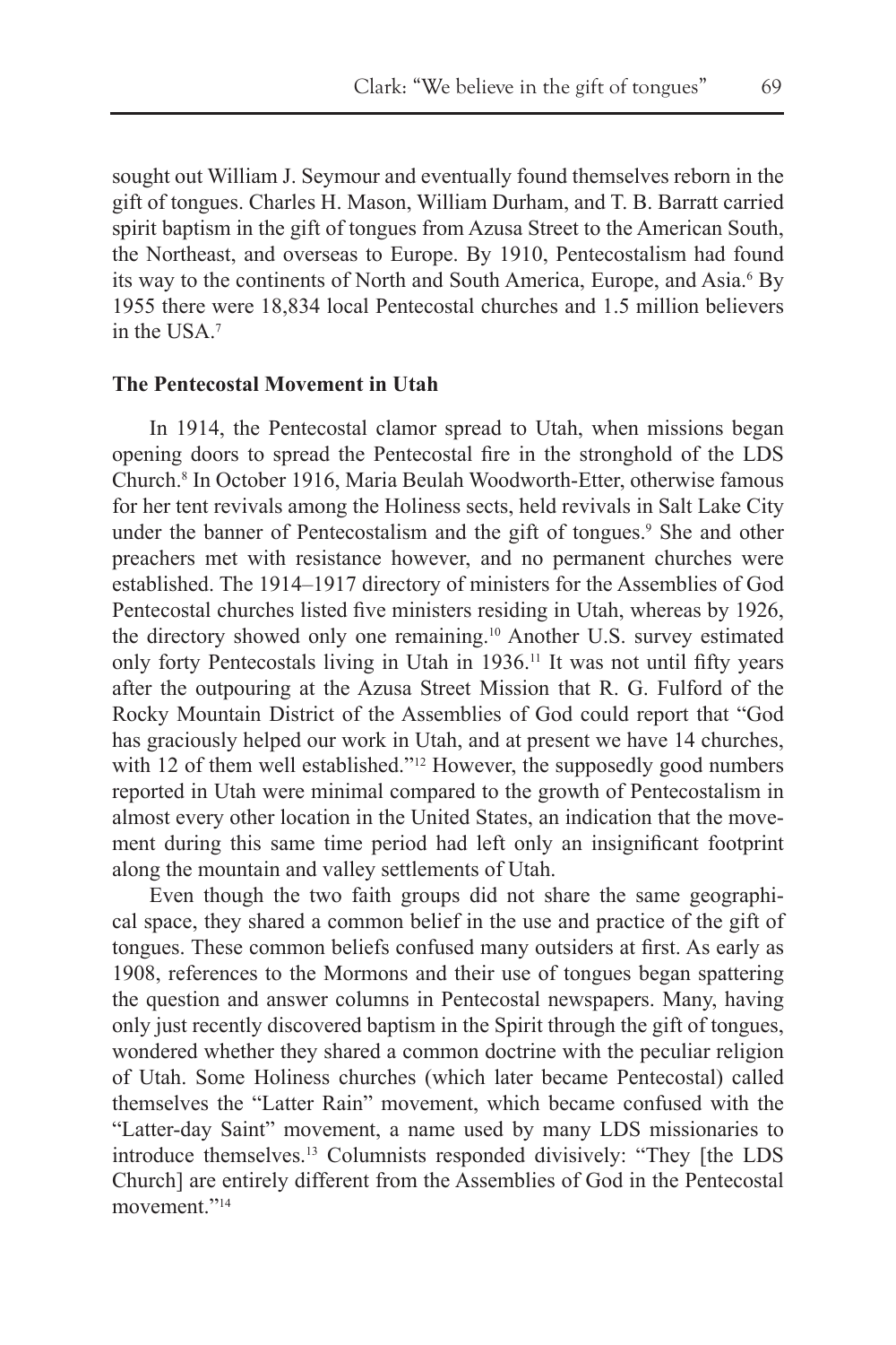sought out William J. Seymour and eventually found themselves reborn in the gift of tongues. Charles H. Mason, William Durham, and T. B. Barratt carried spirit baptism in the gift of tongues from Azusa Street to the American South, the Northeast, and overseas to Europe. By 1910, Pentecostalism had found its way to the continents of North and South America, Europe, and Asia.[6] By 1955 there were 18,834 local Pentecostal churches and 1.5 million believers in the USA.[7]

**The Pentecostal Movement in Utah**

In 1914, the Pentecostal clamor spread to Utah, when missions began opening doors to spread the Pentecostal fire in the stronghold of the LDS Church.[8] In October 1916, Maria Beulah Woodworth-Etter, otherwise famous for her tent revivals among the Holiness sects, held revivals in Salt Lake City under the banner of Pentecostalism and the gift of tongues.[9] She and other preachers met with resistance however, and no permanent churches were established. The 1914–1917 directory of ministers for the Assemblies of God Pentecostal churches listed five ministers residing in Utah, whereas by 1926, the directory showed only one remaining.[10] Another U.S. survey estimated only forty Pentecostals living in Utah in 1936.[11] It was not until fifty years after the outpouring at the Azusa Street Mission that R. G. Fulford of the Rocky Mountain District of the Assemblies of God could report that "God has graciously helped our work in Utah, and at present we have 14 churches, with 12 of them well established."[12] However, the supposedly good numbers reported in Utah were minimal compared to the growth of Pentecostalism in almost every other location in the United States, an indication that the movement during this same time period had left only an insignificant footprint along the mountain and valley settlements of Utah.

Even though the two faith groups did not share the same geographical space, they shared a common belief in the use and practice of the gift of tongues. These common beliefs confused many outsiders at first. As early as 1908, references to the Mormons and their use of tongues began spattering the question and answer columns in Pentecostal newspapers. Many, having only just recently discovered baptism in the Spirit through the gift of tongues, wondered whether they shared a common doctrine with the peculiar religion of Utah. Some Holiness churches (which later became Pentecostal) called themselves the "Latter Rain" movement, which became confused with the "Latter-day Saint" movement, a name used by many LDS missionaries to introduce themselves.[13] Columnists responded divisively: "They [the LDS Church] are entirely different from the Assemblies of God in the Pentecostal movement."[14]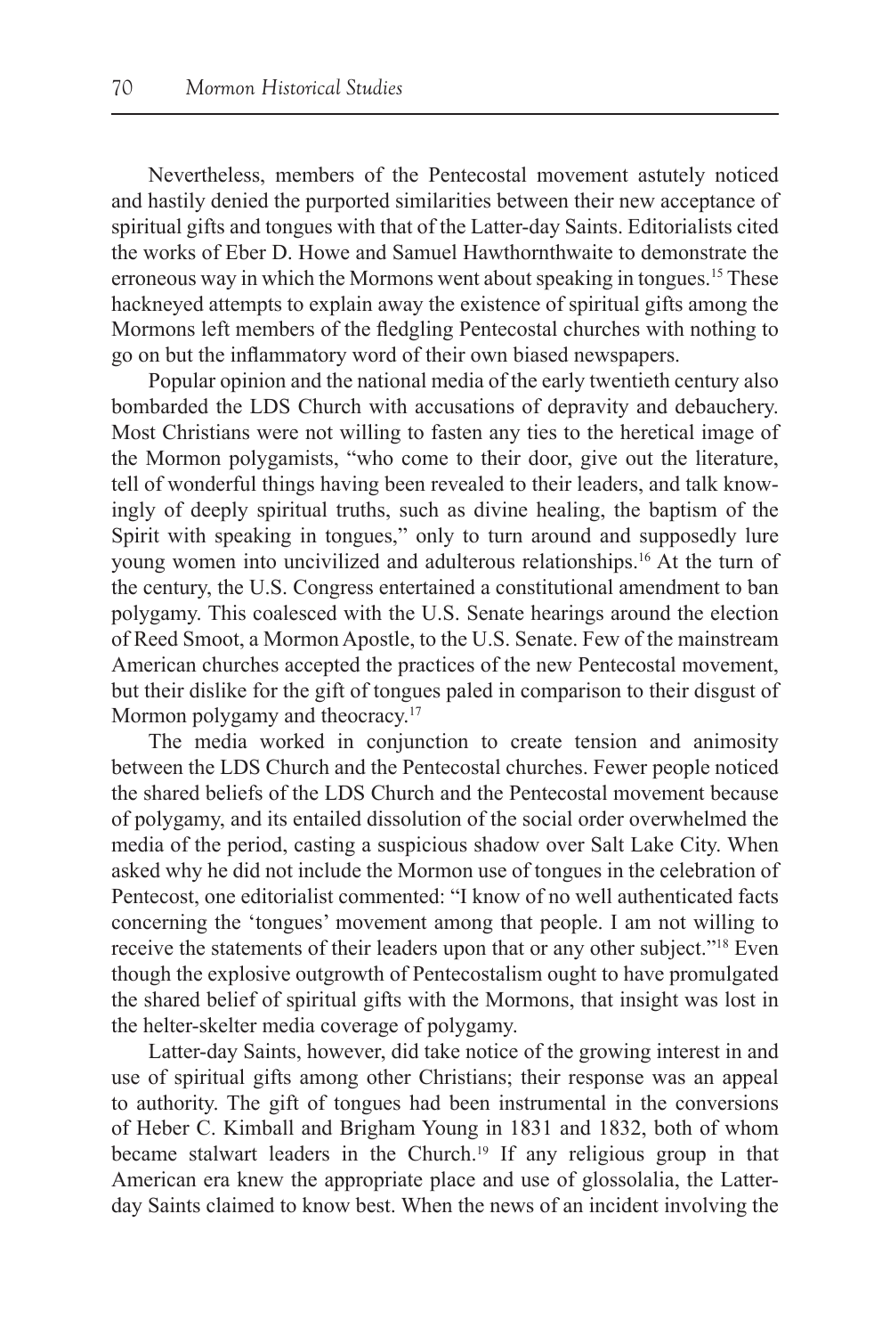Nevertheless, members of the Pentecostal movement astutely noticed and hastily denied the purported similarities between their new acceptance of spiritual gifts and tongues with that of the Latter-day Saints. Editorialists cited the works of Eber D. Howe and Samuel Hawthornthwaite to demonstrate the erroneous way in which the Mormons went about speaking in tongues.[15] These hackneyed attempts to explain away the existence of spiritual gifts among the Mormons left members of the fledgling Pentecostal churches with nothing to go on but the inflammatory word of their own biased newspapers.

Popular opinion and the national media of the early twentieth century also bombarded the LDS Church with accusations of depravity and debauchery. Most Christians were not willing to fasten any ties to the heretical image of the Mormon polygamists, "who come to their door, give out the literature, tell of wonderful things having been revealed to their leaders, and talk knowingly of deeply spiritual truths, such as divine healing, the baptism of the Spirit with speaking in tongues," only to turn around and supposedly lure young women into uncivilized and adulterous relationships.[16] At the turn of the century, the U.S. Congress entertained a constitutional amendment to ban polygamy. This coalesced with the U.S. Senate hearings around the election of Reed Smoot, a Mormon Apostle, to the U.S. Senate. Few of the mainstream American churches accepted the practices of the new Pentecostal movement, but their dislike for the gift of tongues paled in comparison to their disgust of Mormon polygamy and theocracy.[17]

The media worked in conjunction to create tension and animosity between the LDS Church and the Pentecostal churches. Fewer people noticed the shared beliefs of the LDS Church and the Pentecostal movement because of polygamy, and its entailed dissolution of the social order overwhelmed the media of the period, casting a suspicious shadow over Salt Lake City. When asked why he did not include the Mormon use of tongues in the celebration of Pentecost, one editorialist commented: "I know of no well authenticated facts concerning the 'tongues' movement among that people. I am not willing to receive the statements of their leaders upon that or any other subject."[18] Even though the explosive outgrowth of Pentecostalism ought to have promulgated the shared belief of spiritual gifts with the Mormons, that insight was lost in the helter-skelter media coverage of polygamy.

Latter-day Saints, however, did take notice of the growing interest in and use of spiritual gifts among other Christians; their response was an appeal to authority. The gift of tongues had been instrumental in the conversions of Heber C. Kimball and Brigham Young in 1831 and 1832, both of whom became stalwart leaders in the Church.[19] If any religious group in that American era knew the appropriate place and use of glossolalia, the Latter-day Saints claimed to know best. When the news of an incident involving the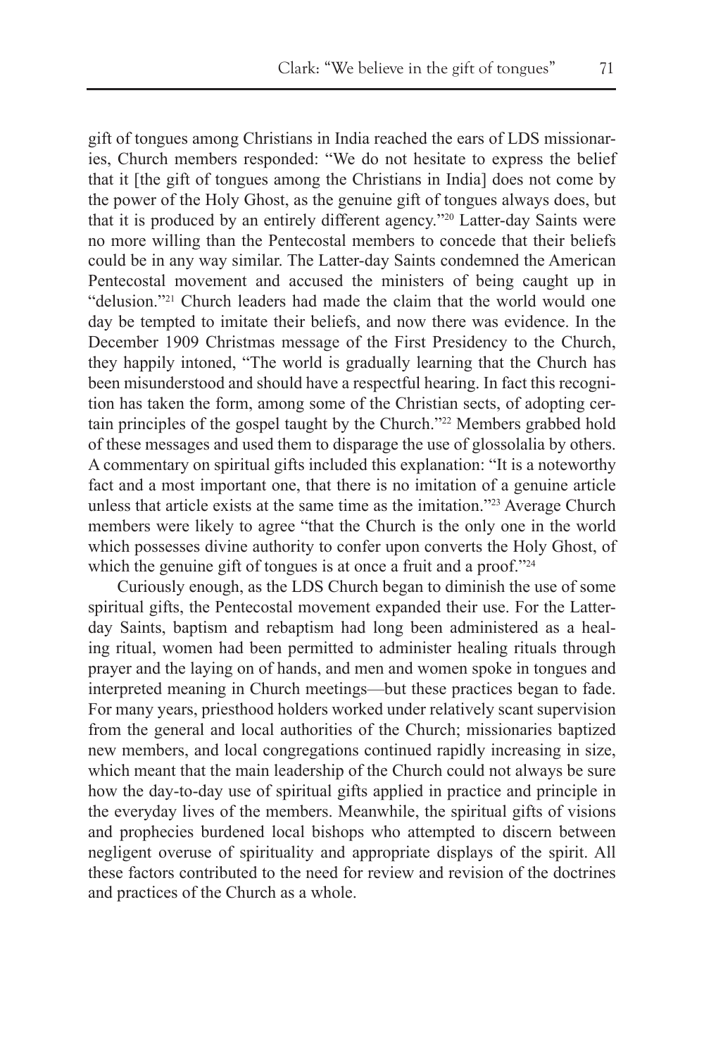gift of tongues among Christians in India reached the ears of LDS missionaries, Church members responded: "We do not hesitate to express the belief that it [the gift of tongues among the Christians in India] does not come by the power of the Holy Ghost, as the genuine gift of tongues always does, but that it is produced by an entirely different agency."[20] Latter-day Saints were no more willing than the Pentecostal members to concede that their beliefs could be in any way similar. The Latter-day Saints condemned the American Pentecostal movement and accused the ministers of being caught up in "delusion."[21] Church leaders had made the claim that the world would one day be tempted to imitate their beliefs, and now there was evidence. In the December 1909 Christmas message of the First Presidency to the Church, they happily intoned, "The world is gradually learning that the Church has been misunderstood and should have a respectful hearing. In fact this recognition has taken the form, among some of the Christian sects, of adopting certain principles of the gospel taught by the Church."[22] Members grabbed hold of these messages and used them to disparage the use of glossolalia by others. A commentary on spiritual gifts included this explanation: "It is a noteworthy fact and a most important one, that there is no imitation of a genuine article unless that article exists at the same time as the imitation."[23] Average Church members were likely to agree "that the Church is the only one in the world which possesses divine authority to confer upon converts the Holy Ghost, of which the genuine gift of tongues is at once a fruit and a proof."[24]

Curiously enough, as the LDS Church began to diminish the use of some spiritual gifts, the Pentecostal movement expanded their use. For the Latter-day Saints, baptism and rebaptism had long been administered as a healing ritual, women had been permitted to administer healing rituals through prayer and the laying on of hands, and men and women spoke in tongues and interpreted meaning in Church meetings—but these practices began to fade. For many years, priesthood holders worked under relatively scant supervision from the general and local authorities of the Church; missionaries baptized new members, and local congregations continued rapidly increasing in size, which meant that the main leadership of the Church could not always be sure how the day-to-day use of spiritual gifts applied in practice and principle in the everyday lives of the members. Meanwhile, the spiritual gifts of visions and prophecies burdened local bishops who attempted to discern between negligent overuse of spirituality and appropriate displays of the spirit. All these factors contributed to the need for review and revision of the doctrines and practices of the Church as a whole.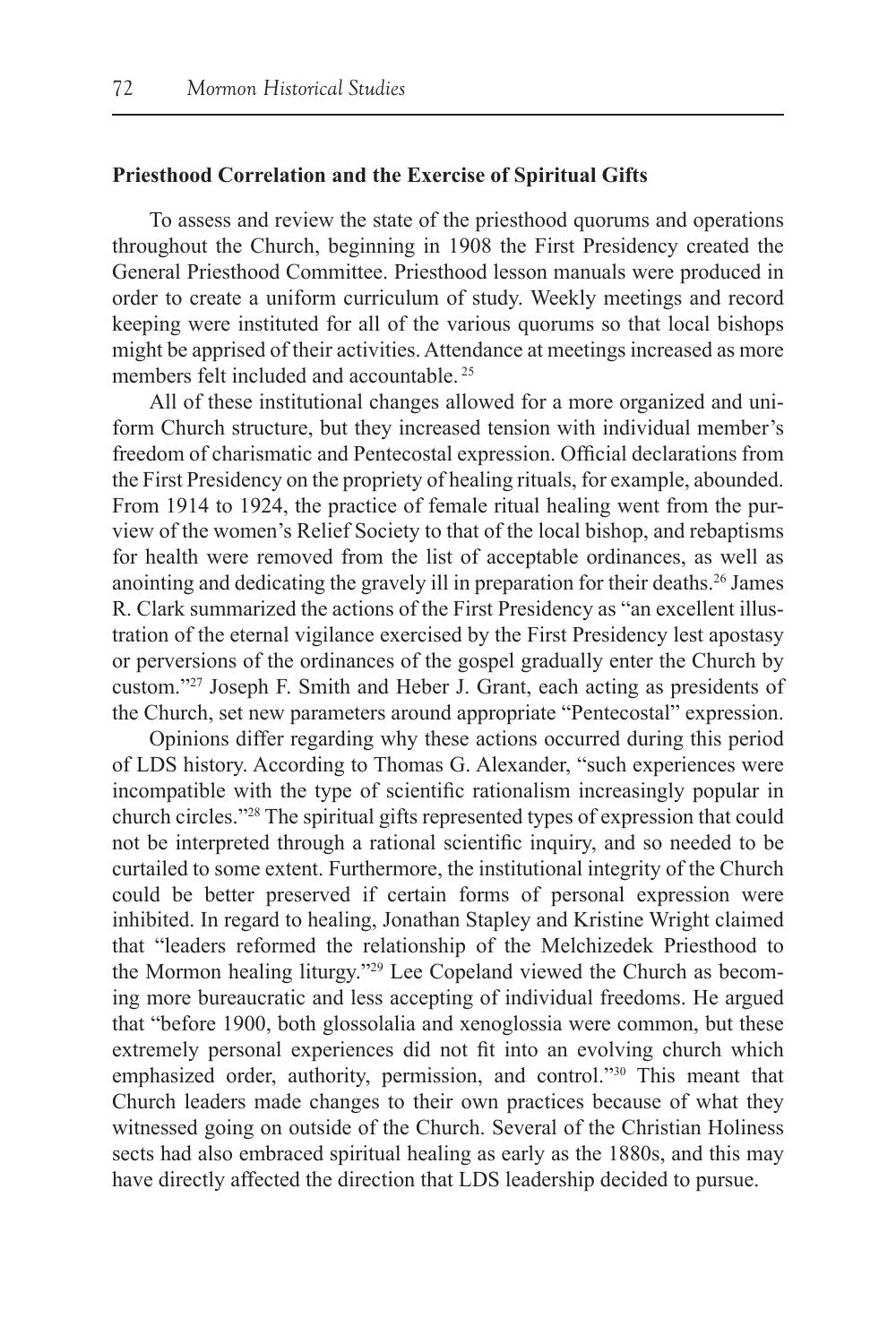**Priesthood Correlation and the Exercise of Spiritual Gifts**

To assess and review the state of the priesthood quorums and operations throughout the Church, beginning in 1908 the First Presidency created the General Priesthood Committee. Priesthood lesson manuals were produced in order to create a uniform curriculum of study. Weekly meetings and record keeping were instituted for all of the various quorums so that local bishops might be apprised of their activities. Attendance at meetings increased as more members felt included and accountable.[25]

All of these institutional changes allowed for a more organized and uniform Church structure, but they increased tension with individual member's freedom of charismatic and Pentecostal expression. Official declarations from the First Presidency on the propriety of healing rituals, for example, abounded. From 1914 to 1924, the practice of female ritual healing went from the purview of the women's Relief Society to that of the local bishop, and rebaptisms for health were removed from the list of acceptable ordinances, as well as anointing and dedicating the gravely ill in preparation for their deaths.[26] James R. Clark summarized the actions of the First Presidency as "an excellent illustration of the eternal vigilance exercised by the First Presidency lest apostasy or perversions of the ordinances of the gospel gradually enter the Church by custom."[27] Joseph F. Smith and Heber J. Grant, each acting as presidents of the Church, set new parameters around appropriate "Pentecostal" expression.

Opinions differ regarding why these actions occurred during this period of LDS history. According to Thomas G. Alexander, "such experiences were incompatible with the type of scientific rationalism increasingly popular in church circles."[28] The spiritual gifts represented types of expression that could not be interpreted through a rational scientific inquiry, and so needed to be curtailed to some extent. Furthermore, the institutional integrity of the Church could be better preserved if certain forms of personal expression were inhibited. In regard to healing, Jonathan Stapley and Kristine Wright claimed that "leaders reformed the relationship of the Melchizedek Priesthood to the Mormon healing liturgy."[29] Lee Copeland viewed the Church as becoming more bureaucratic and less accepting of individual freedoms. He argued that "before 1900, both glossolalia and xenoglossia were common, but these extremely personal experiences did not fit into an evolving church which emphasized order, authority, permission, and control."[30] This meant that Church leaders made changes to their own practices because of what they witnessed going on outside of the Church. Several of the Christian Holiness sects had also embraced spiritual healing as early as the 1880s, and this may have directly affected the direction that LDS leadership decided to pursue.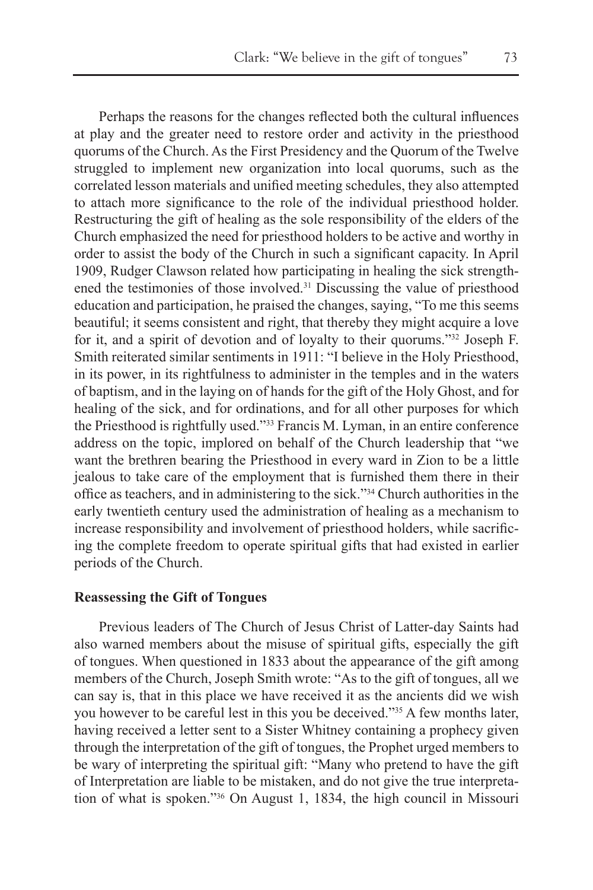Perhaps the reasons for the changes reflected both the cultural influences at play and the greater need to restore order and activity in the priesthood quorums of the Church. As the First Presidency and the Quorum of the Twelve struggled to implement new organization into local quorums, such as the correlated lesson materials and unified meeting schedules, they also attempted to attach more significance to the role of the individual priesthood holder. Restructuring the gift of healing as the sole responsibility of the elders of the Church emphasized the need for priesthood holders to be active and worthy in order to assist the body of the Church in such a significant capacity. In April 1909, Rudger Clawson related how participating in healing the sick strengthened the testimonies of those involved.[31] Discussing the value of priesthood education and participation, he praised the changes, saying, "To me this seems beautiful; it seems consistent and right, that thereby they might acquire a love for it, and a spirit of devotion and of loyalty to their quorums."[32] Joseph F. Smith reiterated similar sentiments in 1911: "I believe in the Holy Priesthood, in its power, in its rightfulness to administer in the temples and in the waters of baptism, and in the laying on of hands for the gift of the Holy Ghost, and for healing of the sick, and for ordinations, and for all other purposes for which the Priesthood is rightfully used."[33] Francis M. Lyman, in an entire conference address on the topic, implored on behalf of the Church leadership that "we want the brethren bearing the Priesthood in every ward in Zion to be a little jealous to take care of the employment that is furnished them there in their office as teachers, and in administering to the sick."[34] Church authorities in the early twentieth century used the administration of healing as a mechanism to increase responsibility and involvement of priesthood holders, while sacrificing the complete freedom to operate spiritual gifts that had existed in earlier periods of the Church.

**Reassessing the Gift of Tongues**

Previous leaders of The Church of Jesus Christ of Latter-day Saints had also warned members about the misuse of spiritual gifts, especially the gift of tongues. When questioned in 1833 about the appearance of the gift among members of the Church, Joseph Smith wrote: "As to the gift of tongues, all we can say is, that in this place we have received it as the ancients did we wish you however to be careful lest in this you be deceived."[35] A few months later, having received a letter sent to a Sister Whitney containing a prophecy given through the interpretation of the gift of tongues, the Prophet urged members to be wary of interpreting the spiritual gift: "Many who pretend to have the gift of Interpretation are liable to be mistaken, and do not give the true interpretation of what is spoken."[36] On August 1, 1834, the high council in Missouri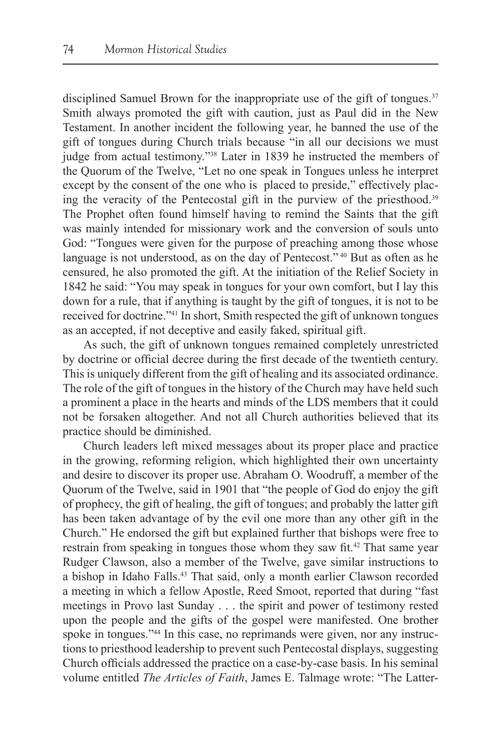disciplined Samuel Brown for the inappropriate use of the gift of tongues.[37] Smith always promoted the gift with caution, just as Paul did in the New Testament. In another incident the following year, he banned the use of the gift of tongues during Church trials because "in all our decisions we must judge from actual testimony."[38] Later in 1839 he instructed the members of the Quorum of the Twelve, "Let no one speak in Tongues unless he interpret except by the consent of the one who is placed to preside," effectively placing the veracity of the Pentecostal gift in the purview of the priesthood.[39] The Prophet often found himself having to remind the Saints that the gift was mainly intended for missionary work and the conversion of souls unto God: "Tongues were given for the purpose of preaching among those whose language is not understood, as on the day of Pentecost."[40] But as often as he censured, he also promoted the gift. At the initiation of the Relief Society in 1842 he said: "You may speak in tongues for your own comfort, but I lay this down for a rule, that if anything is taught by the gift of tongues, it is not to be received for doctrine."[41] In short, Smith respected the gift of unknown tongues as an accepted, if not deceptive and easily faked, spiritual gift.

As such, the gift of unknown tongues remained completely unrestricted by doctrine or official decree during the first decade of the twentieth century. This is uniquely different from the gift of healing and its associated ordinance. The role of the gift of tongues in the history of the Church may have held such a prominent a place in the hearts and minds of the LDS members that it could not be forsaken altogether. And not all Church authorities believed that its practice should be diminished.

Church leaders left mixed messages about its proper place and practice in the growing, reforming religion, which highlighted their own uncertainty and desire to discover its proper use. Abraham O. Woodruff, a member of the Quorum of the Twelve, said in 1901 that "the people of God do enjoy the gift of prophecy, the gift of healing, the gift of tongues; and probably the latter gift has been taken advantage of by the evil one more than any other gift in the Church." He endorsed the gift but explained further that bishops were free to restrain from speaking in tongues those whom they saw fit.[42] That same year Rudger Clawson, also a member of the Twelve, gave similar instructions to a bishop in Idaho Falls.[43] That said, only a month earlier Clawson recorded a meeting in which a fellow Apostle, Reed Smoot, reported that during "fast meetings in Provo last Sunday . . . the spirit and power of testimony rested upon the people and the gifts of the gospel were manifested. One brother spoke in tongues."[44] In this case, no reprimands were given, nor any instructions to priesthood leadership to prevent such Pentecostal displays, suggesting Church officials addressed the practice on a case-by-case basis. In his seminal volume entitled *The Articles of Faith*, James E. Talmage wrote: "The Latter-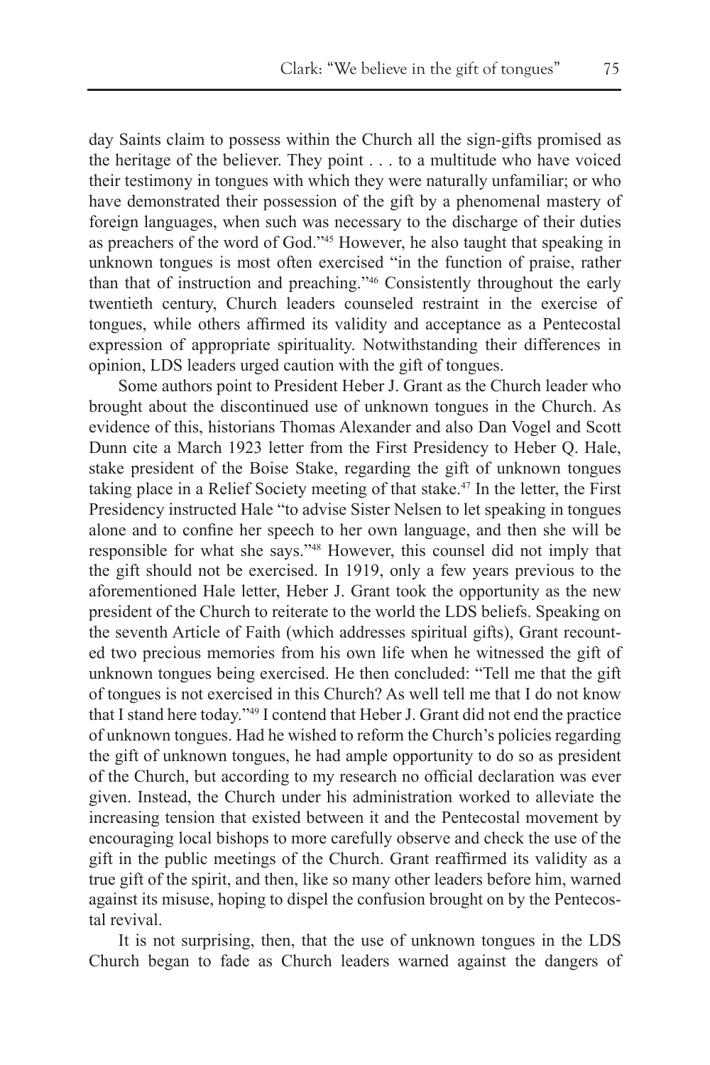day Saints claim to possess within the Church all the sign-gifts promised as the heritage of the believer. They point . . . to a multitude who have voiced their testimony in tongues with which they were naturally unfamiliar; or who have demonstrated their possession of the gift by a phenomenal mastery of foreign languages, when such was necessary to the discharge of their duties as preachers of the word of God."[45] However, he also taught that speaking in unknown tongues is most often exercised "in the function of praise, rather than that of instruction and preaching."[46] Consistently throughout the early twentieth century, Church leaders counseled restraint in the exercise of tongues, while others affirmed its validity and acceptance as a Pentecostal expression of appropriate spirituality. Notwithstanding their differences in opinion, LDS leaders urged caution with the gift of tongues.

Some authors point to President Heber J. Grant as the Church leader who brought about the discontinued use of unknown tongues in the Church. As evidence of this, historians Thomas Alexander and also Dan Vogel and Scott Dunn cite a March 1923 letter from the First Presidency to Heber Q. Hale, stake president of the Boise Stake, regarding the gift of unknown tongues taking place in a Relief Society meeting of that stake.[47] In the letter, the First Presidency instructed Hale "to advise Sister Nelsen to let speaking in tongues alone and to confine her speech to her own language, and then she will be responsible for what she says."[48] However, this counsel did not imply that the gift should not be exercised. In 1919, only a few years previous to the aforementioned Hale letter, Heber J. Grant took the opportunity as the new president of the Church to reiterate to the world the LDS beliefs. Speaking on the seventh Article of Faith (which addresses spiritual gifts), Grant recounted two precious memories from his own life when he witnessed the gift of unknown tongues being exercised. He then concluded: "Tell me that the gift of tongues is not exercised in this Church? As well tell me that I do not know that I stand here today."[49] I contend that Heber J. Grant did not end the practice of unknown tongues. Had he wished to reform the Church's policies regarding the gift of unknown tongues, he had ample opportunity to do so as president of the Church, but according to my research no official declaration was ever given. Instead, the Church under his administration worked to alleviate the increasing tension that existed between it and the Pentecostal movement by encouraging local bishops to more carefully observe and check the use of the gift in the public meetings of the Church. Grant reaffirmed its validity as a true gift of the spirit, and then, like so many other leaders before him, warned against its misuse, hoping to dispel the confusion brought on by the Pentecostal revival.

It is not surprising, then, that the use of unknown tongues in the LDS Church began to fade as Church leaders warned against the dangers of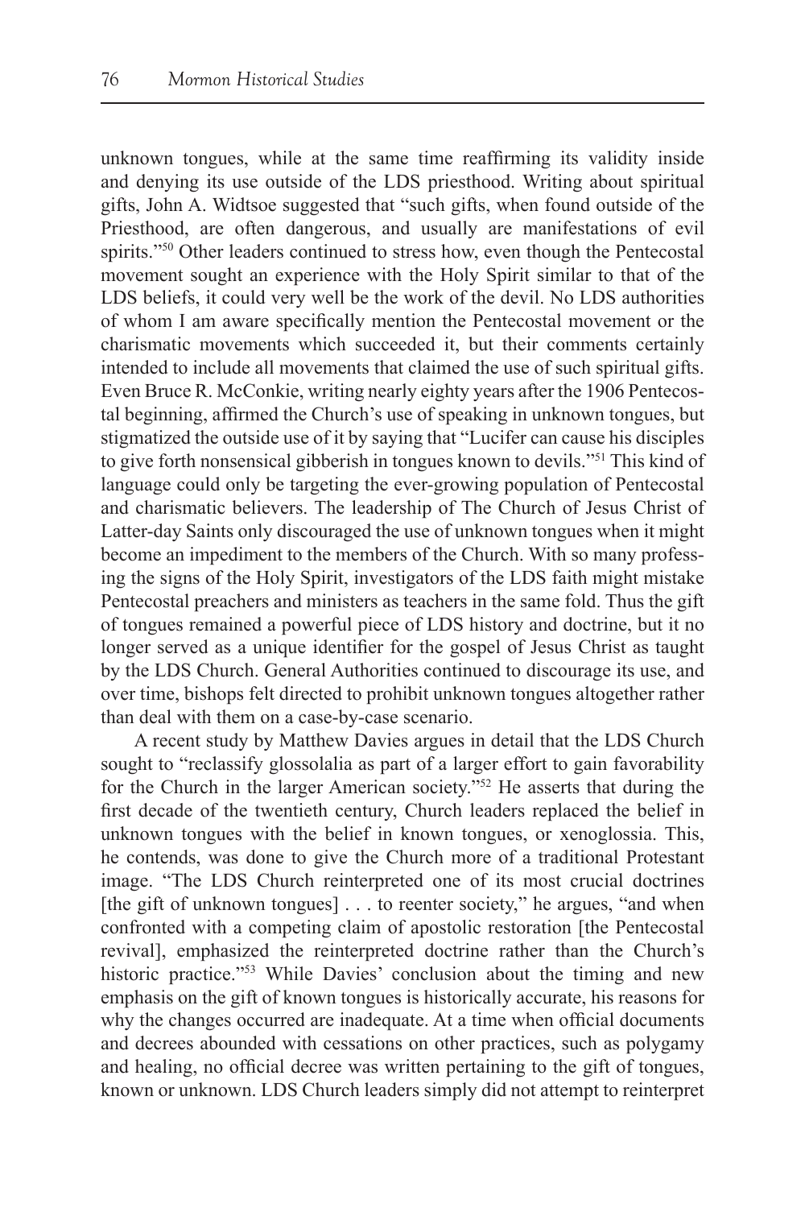unknown tongues, while at the same time reaffirming its validity inside and denying its use outside of the LDS priesthood. Writing about spiritual gifts, John A. Widtsoe suggested that "such gifts, when found outside of the Priesthood, are often dangerous, and usually are manifestations of evil spirits."[50] Other leaders continued to stress how, even though the Pentecostal movement sought an experience with the Holy Spirit similar to that of the LDS beliefs, it could very well be the work of the devil. No LDS authorities of whom I am aware specifically mention the Pentecostal movement or the charismatic movements which succeeded it, but their comments certainly intended to include all movements that claimed the use of such spiritual gifts. Even Bruce R. McConkie, writing nearly eighty years after the 1906 Pentecostal beginning, affirmed the Church's use of speaking in unknown tongues, but stigmatized the outside use of it by saying that "Lucifer can cause his disciples to give forth nonsensical gibberish in tongues known to devils."[51] This kind of language could only be targeting the ever-growing population of Pentecostal and charismatic believers. The leadership of The Church of Jesus Christ of Latter-day Saints only discouraged the use of unknown tongues when it might become an impediment to the members of the Church. With so many professing the signs of the Holy Spirit, investigators of the LDS faith might mistake Pentecostal preachers and ministers as teachers in the same fold. Thus the gift of tongues remained a powerful piece of LDS history and doctrine, but it no longer served as a unique identifier for the gospel of Jesus Christ as taught by the LDS Church. General Authorities continued to discourage its use, and over time, bishops felt directed to prohibit unknown tongues altogether rather than deal with them on a case-by-case scenario.

A recent study by Matthew Davies argues in detail that the LDS Church sought to "reclassify glossolalia as part of a larger effort to gain favorability for the Church in the larger American society."[52] He asserts that during the first decade of the twentieth century, Church leaders replaced the belief in unknown tongues with the belief in known tongues, or xenoglossia. This, he contends, was done to give the Church more of a traditional Protestant image. "The LDS Church reinterpreted one of its most crucial doctrines [the gift of unknown tongues] . . . to reenter society," he argues, "and when confronted with a competing claim of apostolic restoration [the Pentecostal revival], emphasized the reinterpreted doctrine rather than the Church's historic practice."[53] While Davies' conclusion about the timing and new emphasis on the gift of known tongues is historically accurate, his reasons for why the changes occurred are inadequate. At a time when official documents and decrees abounded with cessations on other practices, such as polygamy and healing, no official decree was written pertaining to the gift of tongues, known or unknown. LDS Church leaders simply did not attempt to reinterpret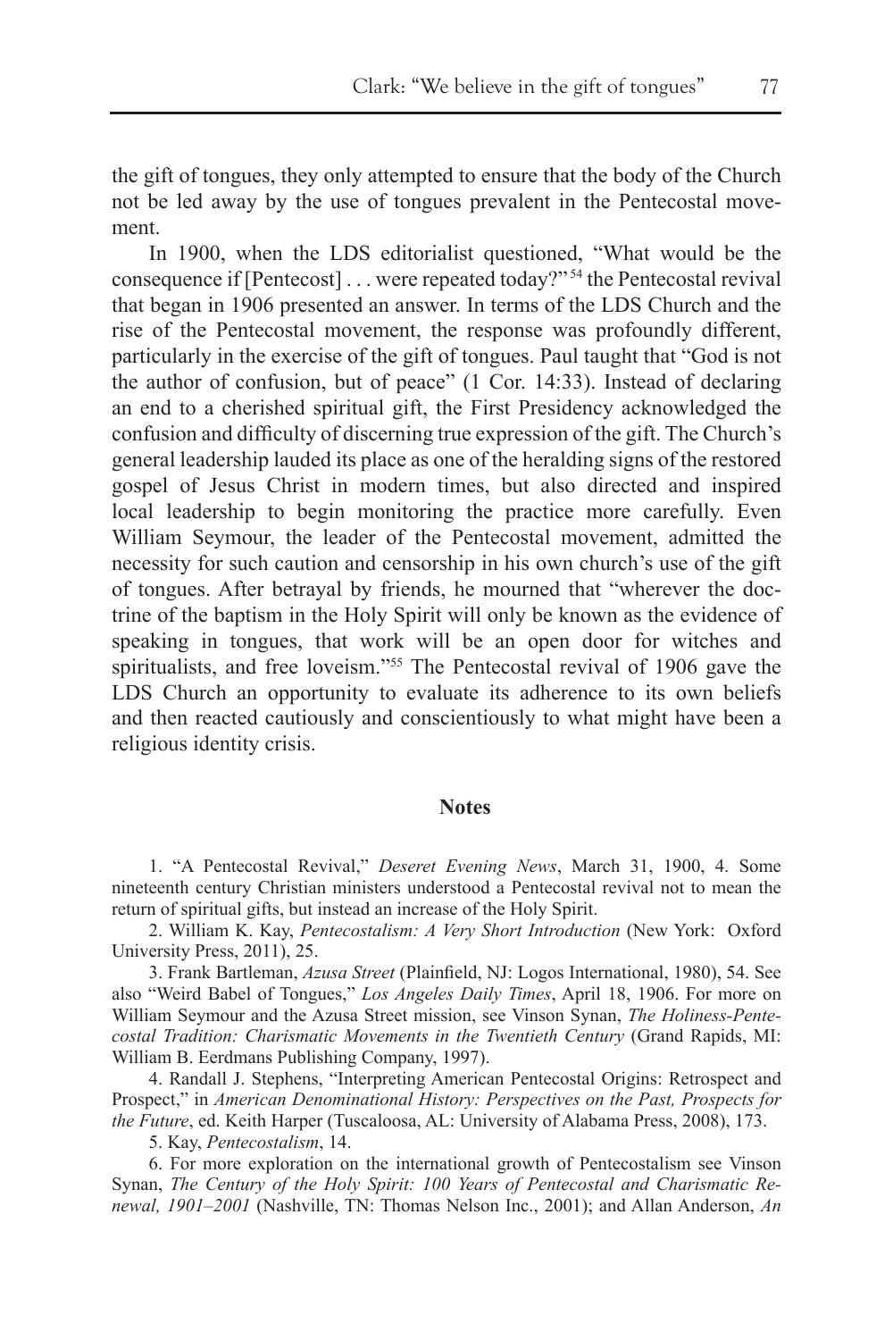the gift of tongues, they only attempted to ensure that the body of the Church not be led away by the use of tongues prevalent in the Pentecostal movement.

In 1900, when the LDS editorialist questioned, "What would be the consequence if [Pentecost] . . . were repeated today?"[54] the Pentecostal revival that began in 1906 presented an answer. In terms of the LDS Church and the rise of the Pentecostal movement, the response was profoundly different, particularly in the exercise of the gift of tongues. Paul taught that "God is not the author of confusion, but of peace" (1 Cor. 14:33). Instead of declaring an end to a cherished spiritual gift, the First Presidency acknowledged the confusion and difficulty of discerning true expression of the gift. The Church's general leadership lauded its place as one of the heralding signs of the restored gospel of Jesus Christ in modern times, but also directed and inspired local leadership to begin monitoring the practice more carefully. Even William Seymour, the leader of the Pentecostal movement, admitted the necessity for such caution and censorship in his own church's use of the gift of tongues. After betrayal by friends, he mourned that "wherever the doctrine of the baptism in the Holy Spirit will only be known as the evidence of speaking in tongues, that work will be an open door for witches and spiritualists, and free loveism."[55] The Pentecostal revival of 1906 gave the LDS Church an opportunity to evaluate its adherence to its own beliefs and then reacted cautiously and conscientiously to what might have been a religious identity crisis.

## Notes

1. "A Pentecostal Revival," *Deseret Evening News*, March 31, 1900, 4. Some nineteenth century Christian ministers understood a Pentecostal revival not to mean the return of spiritual gifts, but instead an increase of the Holy Spirit.

2. William K. Kay, *Pentecostalism: A Very Short Introduction* (New York: Oxford University Press, 2011), 25.

3. Frank Bartleman, *Azusa Street* (Plainfield, NJ: Logos International, 1980), 54. See also "Weird Babel of Tongues," *Los Angeles Daily Times*, April 18, 1906. For more on William Seymour and the Azusa Street mission, see Vinson Synan, *The Holiness-Pentecostal Tradition: Charismatic Movements in the Twentieth Century* (Grand Rapids, MI: William B. Eerdmans Publishing Company, 1997).

4. Randall J. Stephens, "Interpreting American Pentecostal Origins: Retrospect and Prospect," in *American Denominational History: Perspectives on the Past, Prospects for the Future*, ed. Keith Harper (Tuscaloosa, AL: University of Alabama Press, 2008), 173.

5. Kay, *Pentecostalism*, 14.

6. For more exploration on the international growth of Pentecostalism see Vinson Synan, *The Century of the Holy Spirit: 100 Years of Pentecostal and Charismatic Renewal, 1901–2001* (Nashville, TN: Thomas Nelson Inc., 2001); and Allan Anderson, *An*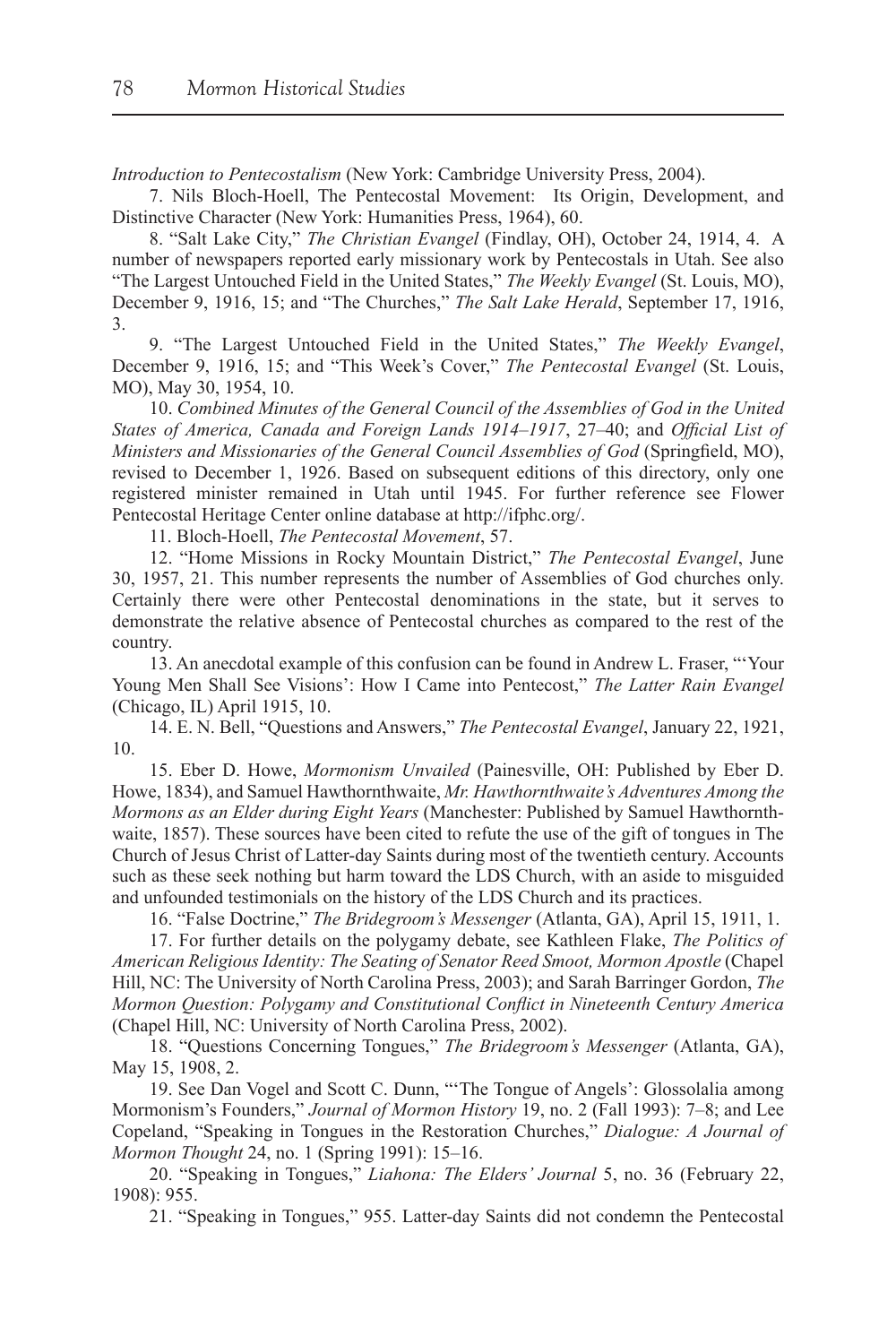*Introduction to Pentecostalism* (New York: Cambridge University Press, 2004).

7. Nils Bloch-Hoell, The Pentecostal Movement: Its Origin, Development, and Distinctive Character (New York: Humanities Press, 1964), 60.

8. "Salt Lake City," *The Christian Evangel* (Findlay, OH), October 24, 1914, 4. A number of newspapers reported early missionary work by Pentecostals in Utah. See also "The Largest Untouched Field in the United States," *The Weekly Evangel* (St. Louis, MO), December 9, 1916, 15; and "The Churches," *The Salt Lake Herald*, September 17, 1916, 3.

9. "The Largest Untouched Field in the United States," *The Weekly Evangel*, December 9, 1916, 15; and "This Week's Cover," *The Pentecostal Evangel* (St. Louis, MO), May 30, 1954, 10.

10. *Combined Minutes of the General Council of the Assemblies of God in the United States of America, Canada and Foreign Lands 1914–1917*, 27–40; and *Official List of Ministers and Missionaries of the General Council Assemblies of God* (Springfield, MO), revised to December 1, 1926. Based on subsequent editions of this directory, only one registered minister remained in Utah until 1945. For further reference see Flower Pentecostal Heritage Center online database at http://ifphc.org/.

11. Bloch-Hoell, *The Pentecostal Movement*, 57.

12. "Home Missions in Rocky Mountain District," *The Pentecostal Evangel*, June 30, 1957, 21. This number represents the number of Assemblies of God churches only. Certainly there were other Pentecostal denominations in the state, but it serves to demonstrate the relative absence of Pentecostal churches as compared to the rest of the country.

13. An anecdotal example of this confusion can be found in Andrew L. Fraser, "'Your Young Men Shall See Visions': How I Came into Pentecost," *The Latter Rain Evangel* (Chicago, IL) April 1915, 10.

14. E. N. Bell, "Questions and Answers," *The Pentecostal Evangel*, January 22, 1921, 10.

15. Eber D. Howe, *Mormonism Unvailed* (Painesville, OH: Published by Eber D. Howe, 1834), and Samuel Hawthornthwaite, *Mr. Hawthornthwaite's Adventures Among the Mormons as an Elder during Eight Years* (Manchester: Published by Samuel Hawthornthwaite, 1857). These sources have been cited to refute the use of the gift of tongues in The Church of Jesus Christ of Latter-day Saints during most of the twentieth century. Accounts such as these seek nothing but harm toward the LDS Church, with an aside to misguided and unfounded testimonials on the history of the LDS Church and its practices.

16. "False Doctrine," *The Bridegroom's Messenger* (Atlanta, GA), April 15, 1911, 1.

17. For further details on the polygamy debate, see Kathleen Flake, *The Politics of American Religious Identity: The Seating of Senator Reed Smoot, Mormon Apostle* (Chapel Hill, NC: The University of North Carolina Press, 2003); and Sarah Barringer Gordon, *The Mormon Question: Polygamy and Constitutional Conflict in Nineteenth Century America* (Chapel Hill, NC: University of North Carolina Press, 2002).

18. "Questions Concerning Tongues," *The Bridegroom's Messenger* (Atlanta, GA), May 15, 1908, 2.

19. See Dan Vogel and Scott C. Dunn, "'The Tongue of Angels': Glossolalia among Mormonism's Founders," *Journal of Mormon History* 19, no. 2 (Fall 1993): 7–8; and Lee Copeland, "Speaking in Tongues in the Restoration Churches," *Dialogue: A Journal of Mormon Thought* 24, no. 1 (Spring 1991): 15–16.

20. "Speaking in Tongues," *Liahona: The Elders' Journal* 5, no. 36 (February 22, 1908): 955.

21. "Speaking in Tongues," 955. Latter-day Saints did not condemn the Pentecostal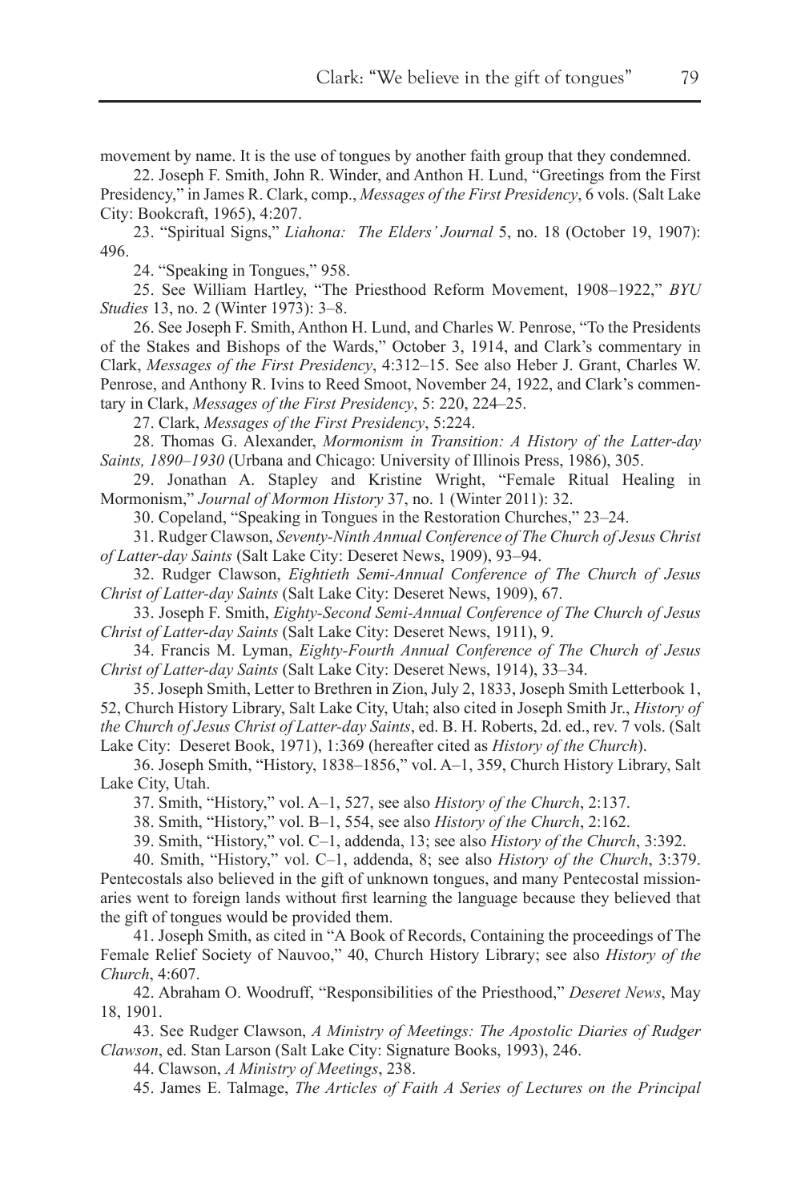movement by name. It is the use of tongues by another faith group that they condemned.

22. Joseph F. Smith, John R. Winder, and Anthon H. Lund, "Greetings from the First Presidency," in James R. Clark, comp., *Messages of the First Presidency*, 6 vols. (Salt Lake City: Bookcraft, 1965), 4:207.

23. "Spiritual Signs," *Liahona: The Elders' Journal* 5, no. 18 (October 19, 1907): 496.

24. "Speaking in Tongues," 958.

25. See William Hartley, "The Priesthood Reform Movement, 1908–1922," *BYU Studies* 13, no. 2 (Winter 1973): 3–8.

26. See Joseph F. Smith, Anthon H. Lund, and Charles W. Penrose, "To the Presidents of the Stakes and Bishops of the Wards," October 3, 1914, and Clark's commentary in Clark, *Messages of the First Presidency*, 4:312–15. See also Heber J. Grant, Charles W. Penrose, and Anthony R. Ivins to Reed Smoot, November 24, 1922, and Clark's commentary in Clark, *Messages of the First Presidency*, 5: 220, 224–25.

27. Clark, *Messages of the First Presidency*, 5:224.

28. Thomas G. Alexander, *Mormonism in Transition: A History of the Latter-day Saints, 1890–1930* (Urbana and Chicago: University of Illinois Press, 1986), 305.

29. Jonathan A. Stapley and Kristine Wright, "Female Ritual Healing in Mormonism," *Journal of Mormon History* 37, no. 1 (Winter 2011): 32.

30. Copeland, "Speaking in Tongues in the Restoration Churches," 23–24.

31. Rudger Clawson, *Seventy-Ninth Annual Conference of The Church of Jesus Christ of Latter-day Saints* (Salt Lake City: Deseret News, 1909), 93–94.

32. Rudger Clawson, *Eightieth Semi-Annual Conference of The Church of Jesus Christ of Latter-day Saints* (Salt Lake City: Deseret News, 1909), 67.

33. Joseph F. Smith, *Eighty-Second Semi-Annual Conference of The Church of Jesus Christ of Latter-day Saints* (Salt Lake City: Deseret News, 1911), 9.

34. Francis M. Lyman, *Eighty-Fourth Annual Conference of The Church of Jesus Christ of Latter-day Saints* (Salt Lake City: Deseret News, 1914), 33–34.

35. Joseph Smith, Letter to Brethren in Zion, July 2, 1833, Joseph Smith Letterbook 1, 52, Church History Library, Salt Lake City, Utah; also cited in Joseph Smith Jr., *History of the Church of Jesus Christ of Latter-day Saints*, ed. B. H. Roberts, 2d. ed., rev. 7 vols. (Salt Lake City: Deseret Book, 1971), 1:369 (hereafter cited as *History of the Church*).

36. Joseph Smith, "History, 1838–1856," vol. A–1, 359, Church History Library, Salt Lake City, Utah.

37. Smith, "History," vol. A–1, 527, see also *History of the Church*, 2:137.

38. Smith, "History," vol. B–1, 554, see also *History of the Church*, 2:162.

39. Smith, "History," vol. C–1, addenda, 13; see also *History of the Church*, 3:392.

40. Smith, "History," vol. C–1, addenda, 8; see also *History of the Church*, 3:379. Pentecostals also believed in the gift of unknown tongues, and many Pentecostal missionaries went to foreign lands without first learning the language because they believed that the gift of tongues would be provided them.

41. Joseph Smith, as cited in "A Book of Records, Containing the proceedings of The Female Relief Society of Nauvoo," 40, Church History Library; see also *History of the Church*, 4:607.

42. Abraham O. Woodruff, "Responsibilities of the Priesthood," *Deseret News*, May 18, 1901.

43. See Rudger Clawson, *A Ministry of Meetings: The Apostolic Diaries of Rudger Clawson*, ed. Stan Larson (Salt Lake City: Signature Books, 1993), 246.

44. Clawson, *A Ministry of Meetings*, 238.

45. James E. Talmage, *The Articles of Faith A Series of Lectures on the Principal*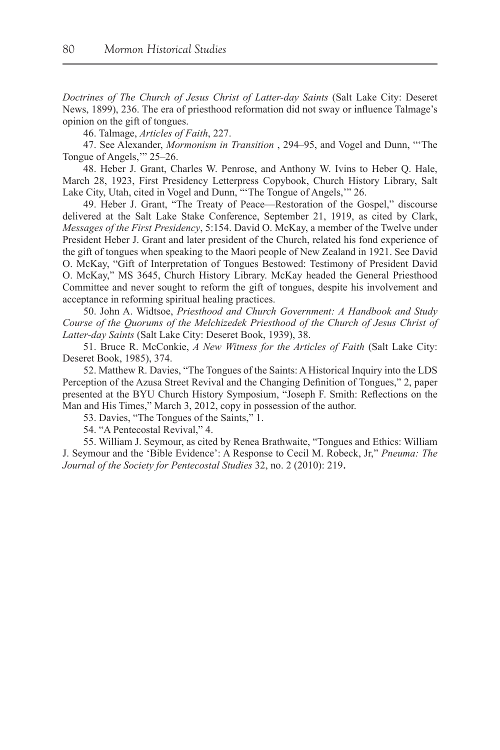*Doctrines of The Church of Jesus Christ of Latter-day Saints* (Salt Lake City: Deseret News, 1899), 236. The era of priesthood reformation did not sway or influence Talmage's opinion on the gift of tongues.

46. Talmage, *Articles of Faith*, 227.

47. See Alexander, *Mormonism in Transition* , 294–95, and Vogel and Dunn, "'The Tongue of Angels,'" 25–26.

48. Heber J. Grant, Charles W. Penrose, and Anthony W. Ivins to Heber Q. Hale, March 28, 1923, First Presidency Letterpress Copybook, Church History Library, Salt Lake City, Utah, cited in Vogel and Dunn, "'The Tongue of Angels,'" 26.

49. Heber J. Grant, "The Treaty of Peace—Restoration of the Gospel," discourse delivered at the Salt Lake Stake Conference, September 21, 1919, as cited by Clark, *Messages of the First Presidency*, 5:154. David O. McKay, a member of the Twelve under President Heber J. Grant and later president of the Church, related his fond experience of the gift of tongues when speaking to the Maori people of New Zealand in 1921. See David O. McKay, "Gift of Interpretation of Tongues Bestowed: Testimony of President David O. McKay," MS 3645, Church History Library. McKay headed the General Priesthood Committee and never sought to reform the gift of tongues, despite his involvement and acceptance in reforming spiritual healing practices.

50. John A. Widtsoe, *Priesthood and Church Government: A Handbook and Study Course of the Quorums of the Melchizedek Priesthood of the Church of Jesus Christ of Latter-day Saints* (Salt Lake City: Deseret Book, 1939), 38.

51. Bruce R. McConkie, *A New Witness for the Articles of Faith* (Salt Lake City: Deseret Book, 1985), 374.

52. Matthew R. Davies, "The Tongues of the Saints: A Historical Inquiry into the LDS Perception of the Azusa Street Revival and the Changing Definition of Tongues," 2, paper presented at the BYU Church History Symposium, "Joseph F. Smith: Reflections on the Man and His Times," March 3, 2012, copy in possession of the author.

53. Davies, "The Tongues of the Saints," 1.

54. "A Pentecostal Revival," 4.

55. William J. Seymour, as cited by Renea Brathwaite, "Tongues and Ethics: William J. Seymour and the 'Bible Evidence': A Response to Cecil M. Robeck, Jr," *Pneuma: The Journal of the Society for Pentecostal Studies* 32, no. 2 (2010): 219.